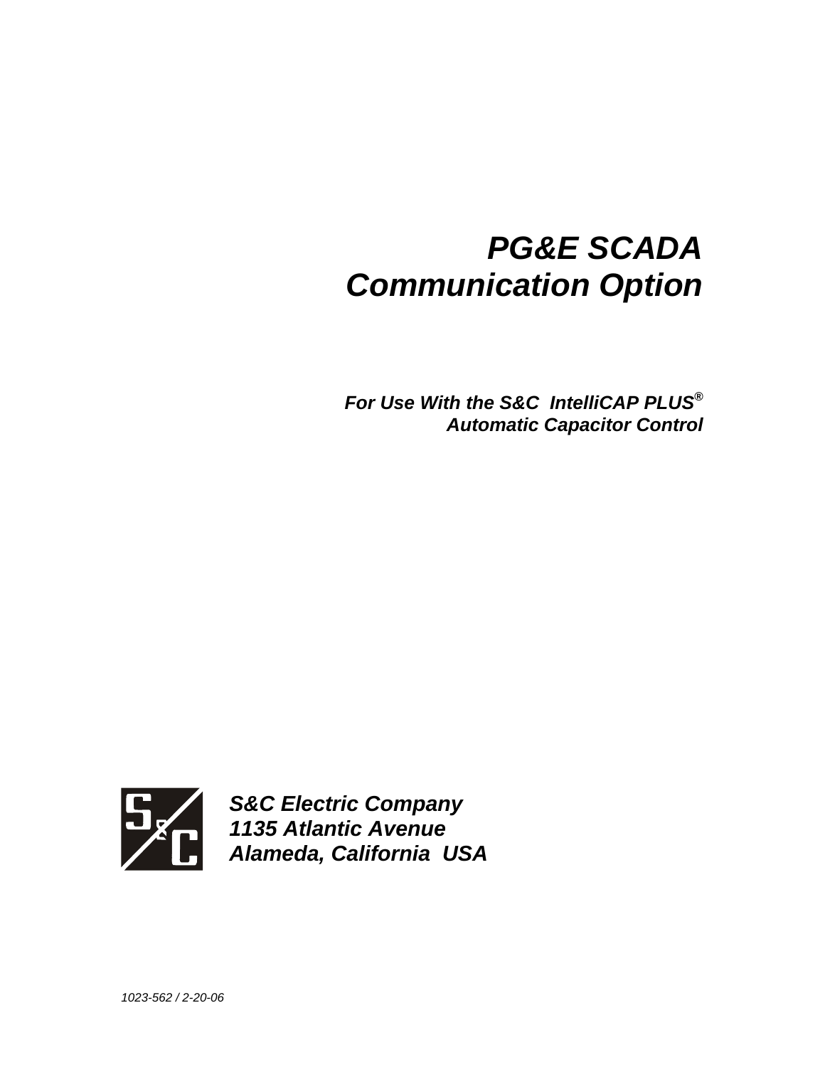# *PG&E SCADA Communication Option*

***For Use With the S&C IntelliCAP PLUS® Automatic Capacitor Control***

***S&C Electric Company***
***1135 Atlantic Avenue***
***Alameda, California USA***

*1023-562 / 2-20-06*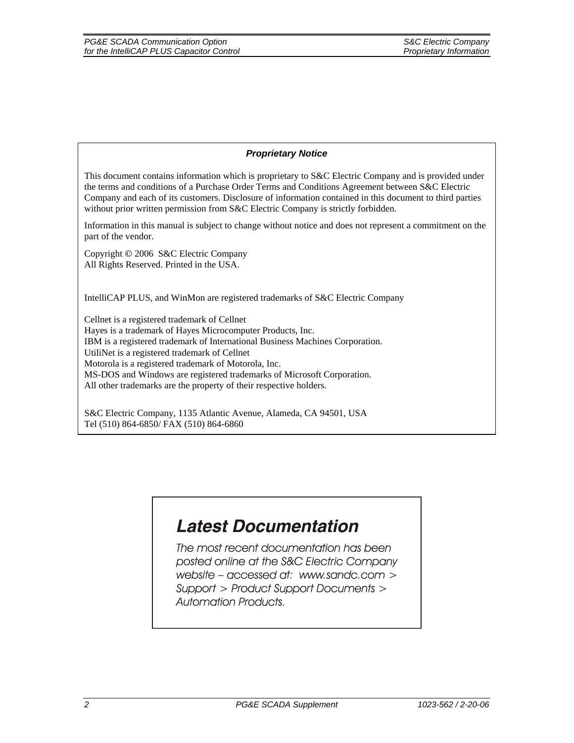***Proprietary Notice***

This document contains information which is proprietary to S&C Electric Company and is provided under the terms and conditions of a Purchase Order Terms and Conditions Agreement between S&C Electric Company and each of its customers. Disclosure of information contained in this document to third parties without prior written permission from S&C Electric Company is strictly forbidden.

Information in this manual is subject to change without notice and does not represent a commitment on the part of the vendor.

Copyright © 2006 S&C Electric Company
All Rights Reserved. Printed in the USA.

IntelliCAP PLUS, and WinMon are registered trademarks of S&C Electric Company

Cellnet is a registered trademark of Cellnet
Hayes is a trademark of Hayes Microcomputer Products, Inc.
IBM is a registered trademark of International Business Machines Corporation.
UtiliNet is a registered trademark of Cellnet
Motorola is a registered trademark of Motorola, Inc.
MS-DOS and Windows are registered trademarks of Microsoft Corporation.
All other trademarks are the property of their respective holders.

S&C Electric Company, 1135 Atlantic Avenue, Alameda, CA 94501, USA
Tel (510) 864-6850/ FAX (510) 864-6860

***Latest Documentation***

*The most recent documentation has been posted online at the S&C Electric Company website – accessed at: www.sandc.com > Support > Product Support Documents > Automation Products.*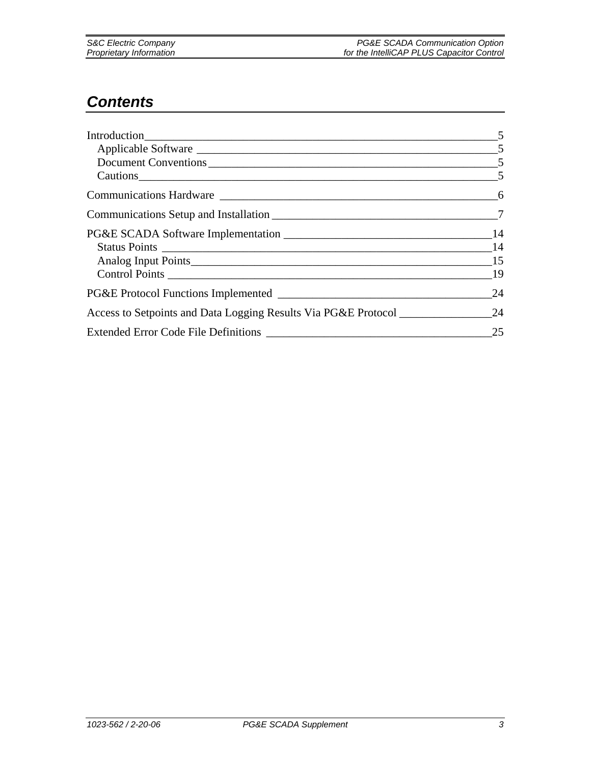# *Contents*

Introduction ____________________________________________ 5
- Applicable Software ____________________________________ 5
- Document Conventions ___________________________________ 5
- Cautions ______________________________________________ 5

Communications Hardware ____________________________________ 6

Communications Setup and Installation ________________________ 7

PG&E SCADA Software Implementation __________________________ 14
- Status Points __________________________________________ 14
- Analog Input Points ____________________________________ 15
- Control Points _________________________________________ 19

PG&E Protocol Functions Implemented __________________________ 24

Access to Setpoints and Data Logging Results Via PG&E Protocol ________ 24

Extended Error Code File Definitions __________________________ 25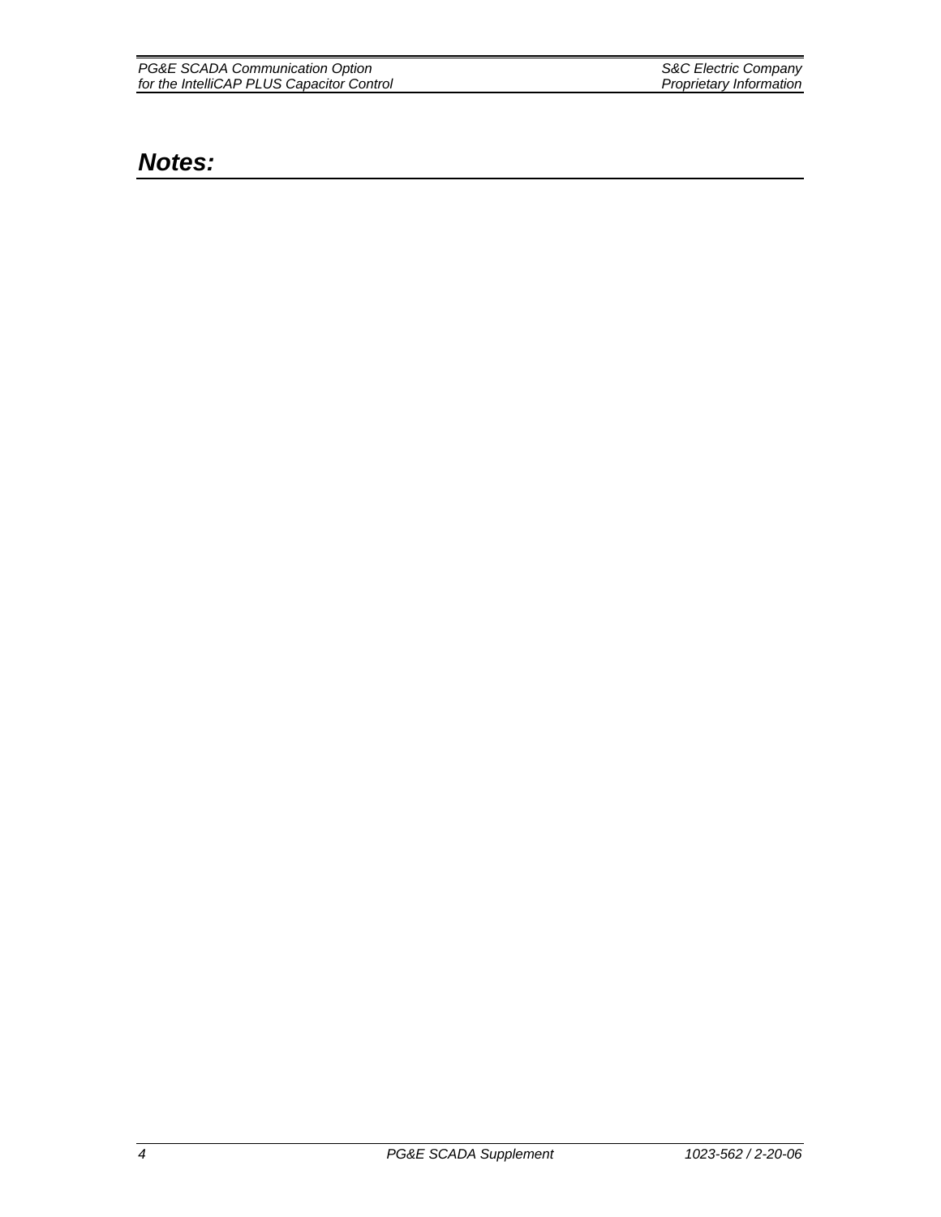## *Notes:*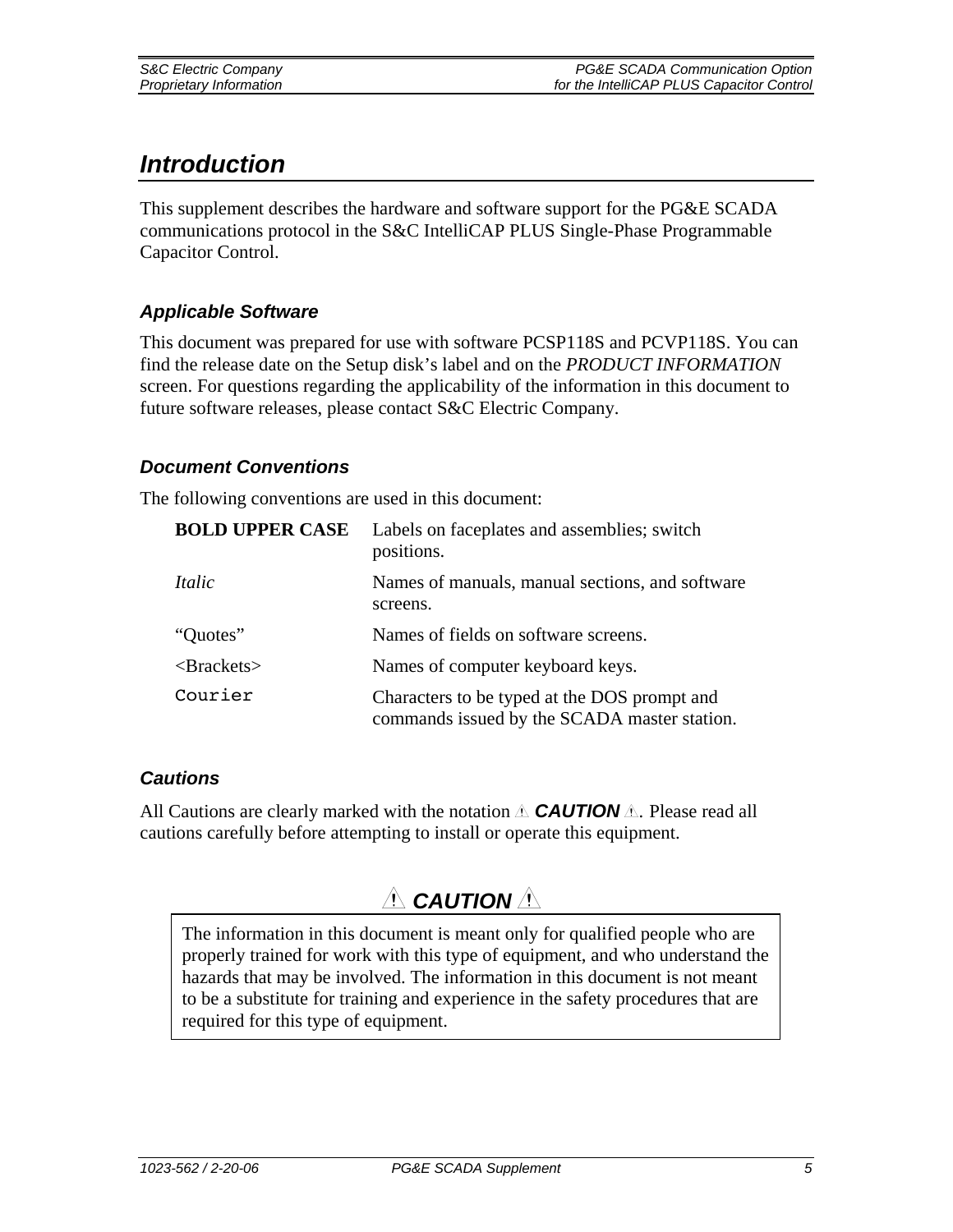# *Introduction*

This supplement describes the hardware and software support for the PG&E SCADA communications protocol in the S&C IntelliCAP PLUS Single-Phase Programmable Capacitor Control.

## *Applicable Software*

This document was prepared for use with software PCSP118S and PCVP118S. You can find the release date on the Setup disk's label and on the *PRODUCT INFORMATION* screen. For questions regarding the applicability of the information in this document to future software releases, please contact S&C Electric Company.

## *Document Conventions*

The following conventions are used in this document:

| | |
|---|---|
| **BOLD UPPER CASE** | Labels on faceplates and assemblies; switch positions. |
| *Italic* | Names of manuals, manual sections, and software screens. |
| "Quotes" | Names of fields on software screens. |
| <Brackets> | Names of computer keyboard keys. |
| `Courier` | Characters to be typed at the DOS prompt and commands issued by the SCADA master station. |

## *Cautions*

All Cautions are clearly marked with the notation ⚠ ***CAUTION*** ⚠. Please read all cautions carefully before attempting to install or operate this equipment.

### ⚠ *CAUTION* ⚠

The information in this document is meant only for qualified people who are properly trained for work with this type of equipment, and who understand the hazards that may be involved. The information in this document is not meant to be a substitute for training and experience in the safety procedures that are required for this type of equipment.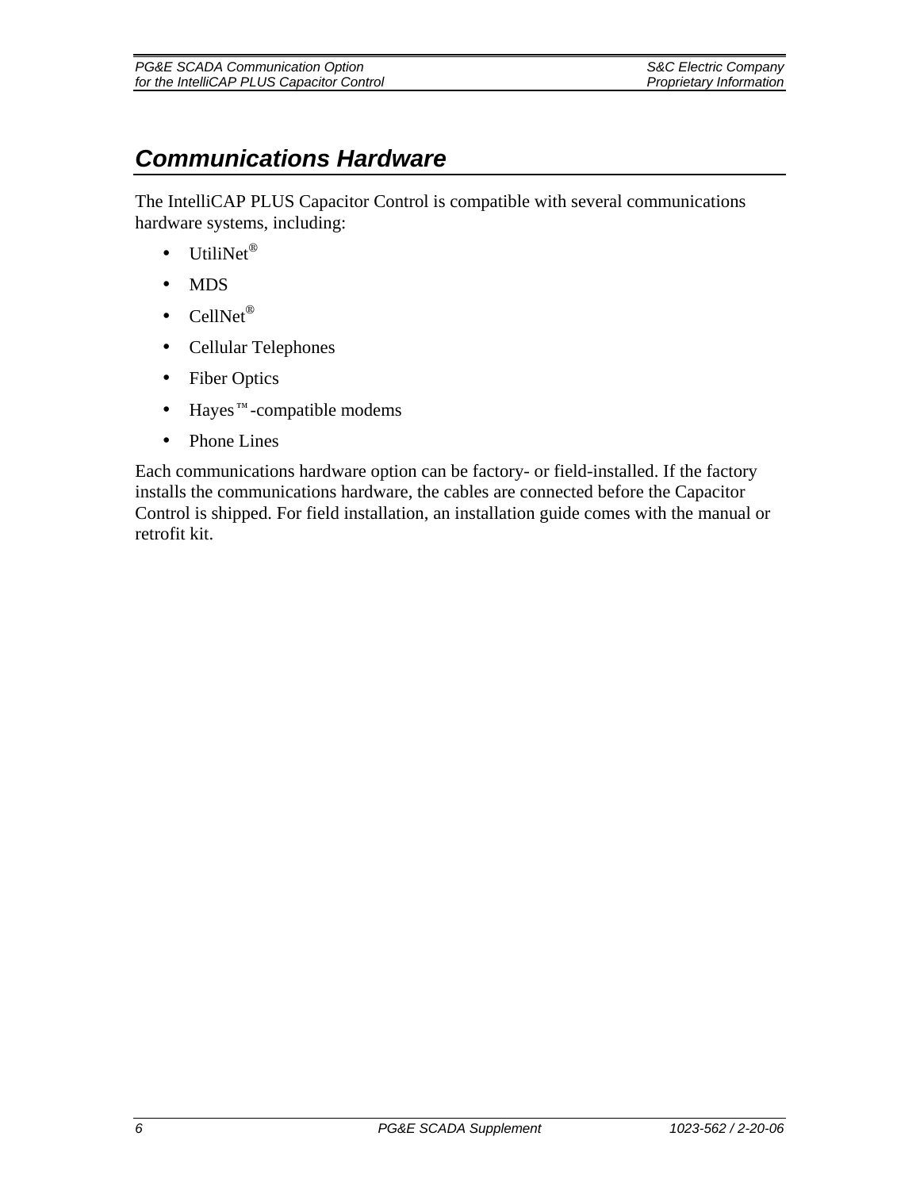# Communications Hardware

The IntelliCAP PLUS Capacitor Control is compatible with several communications hardware systems, including:

- UtiliNet®
- MDS
- CellNet®
- Cellular Telephones
- Fiber Optics
- Hayes™-compatible modems
- Phone Lines

Each communications hardware option can be factory- or field-installed. If the factory installs the communications hardware, the cables are connected before the Capacitor Control is shipped. For field installation, an installation guide comes with the manual or retrofit kit.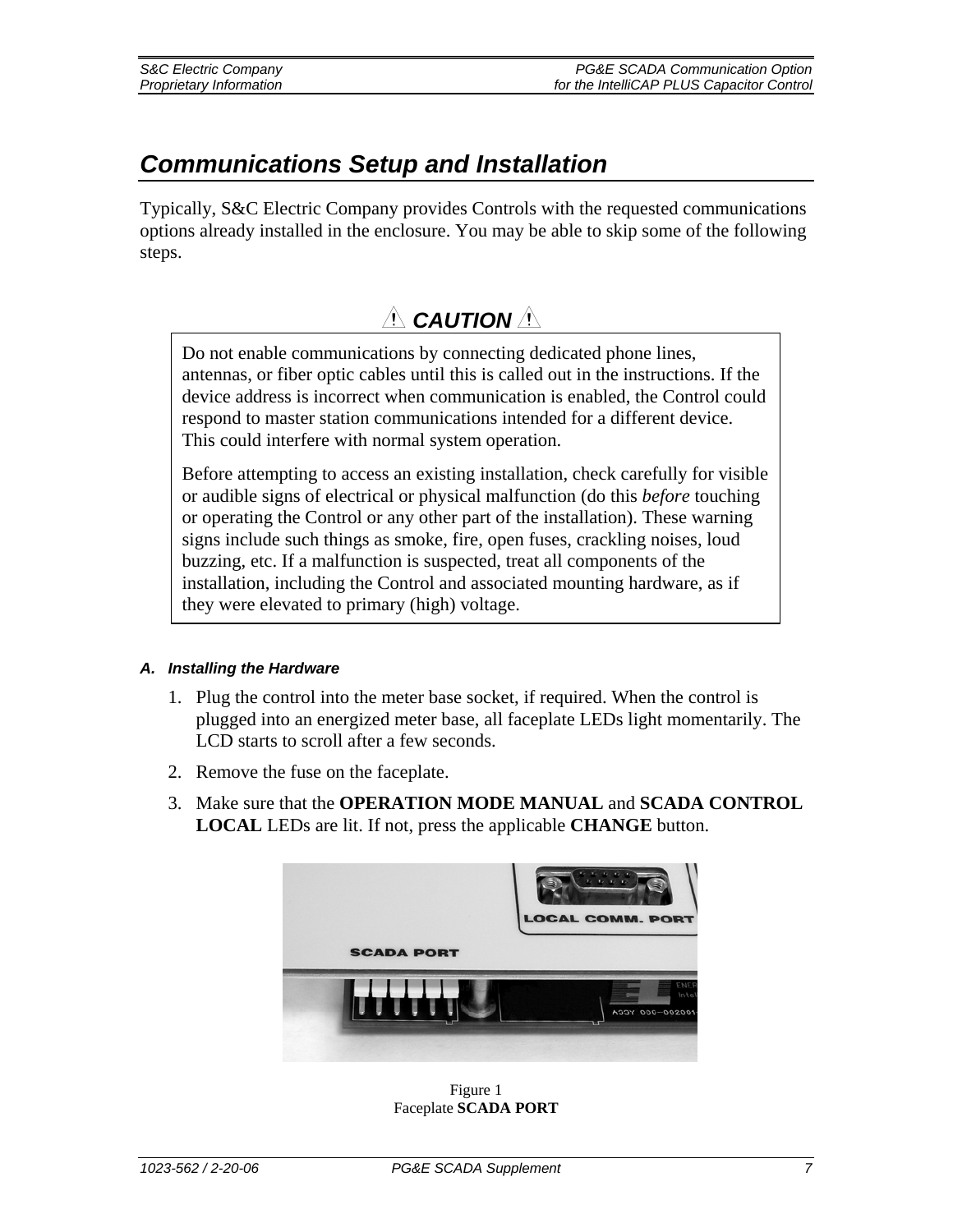## Communications Setup and Installation

Typically, S&C Electric Company provides Controls with the requested communications options already installed in the enclosure. You may be able to skip some of the following steps.

### ⚠ CAUTION ⚠

> Do not enable communications by connecting dedicated phone lines, antennas, or fiber optic cables until this is called out in the instructions. If the device address is incorrect when communication is enabled, the Control could respond to master station communications intended for a different device. This could interfere with normal system operation.
>
> Before attempting to access an existing installation, check carefully for visible or audible signs of electrical or physical malfunction (do this *before* touching or operating the Control or any other part of the installation). These warning signs include such things as smoke, fire, open fuses, crackling noises, loud buzzing, etc. If a malfunction is suspected, treat all components of the installation, including the Control and associated mounting hardware, as if they were elevated to primary (high) voltage.

#### A. Installing the Hardware

1. Plug the control into the meter base socket, if required. When the control is plugged into an energized meter base, all faceplate LEDs light momentarily. The LCD starts to scroll after a few seconds.
2. Remove the fuse on the faceplate.
3. Make sure that the **OPERATION MODE MANUAL** and **SCADA CONTROL LOCAL** LEDs are lit. If not, press the applicable **CHANGE** button.

Figure 1
Faceplate **SCADA PORT**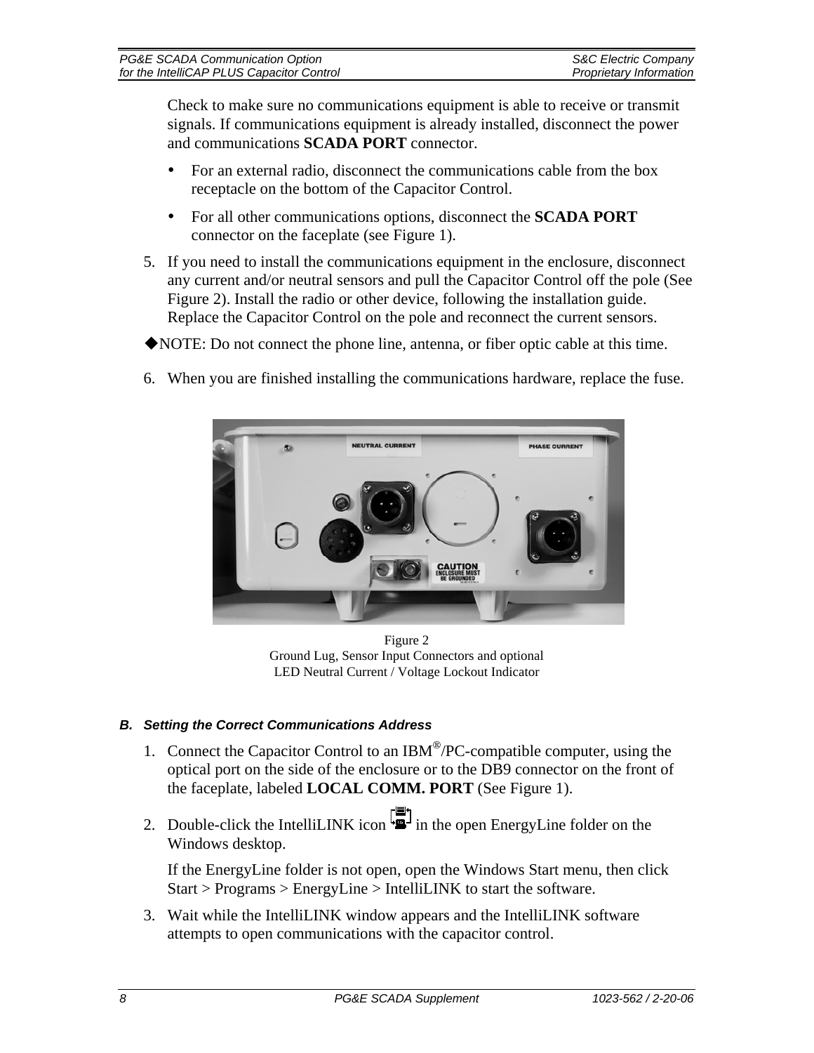Check to make sure no communications equipment is able to receive or transmit signals. If communications equipment is already installed, disconnect the power and communications **SCADA PORT** connector.

- For an external radio, disconnect the communications cable from the box receptacle on the bottom of the Capacitor Control.
- For all other communications options, disconnect the **SCADA PORT** connector on the faceplate (see Figure 1).

5. If you need to install the communications equipment in the enclosure, disconnect any current and/or neutral sensors and pull the Capacitor Control off the pole (See Figure 2). Install the radio or other device, following the installation guide. Replace the Capacitor Control on the pole and reconnect the current sensors.

◆NOTE: Do not connect the phone line, antenna, or fiber optic cable at this time.

6. When you are finished installing the communications hardware, replace the fuse.

Figure 2
Ground Lug, Sensor Input Connectors and optional
LED Neutral Current / Voltage Lockout Indicator

### B. Setting the Correct Communications Address

1. Connect the Capacitor Control to an IBM®/PC-compatible computer, using the optical port on the side of the enclosure or to the DB9 connector on the front of the faceplate, labeled **LOCAL COMM. PORT** (See Figure 1).

2. Double-click the IntelliLINK icon in the open EnergyLine folder on the Windows desktop.

   If the EnergyLine folder is not open, open the Windows Start menu, then click Start > Programs > EnergyLine > IntelliLINK to start the software.

3. Wait while the IntelliLINK window appears and the IntelliLINK software attempts to open communications with the capacitor control.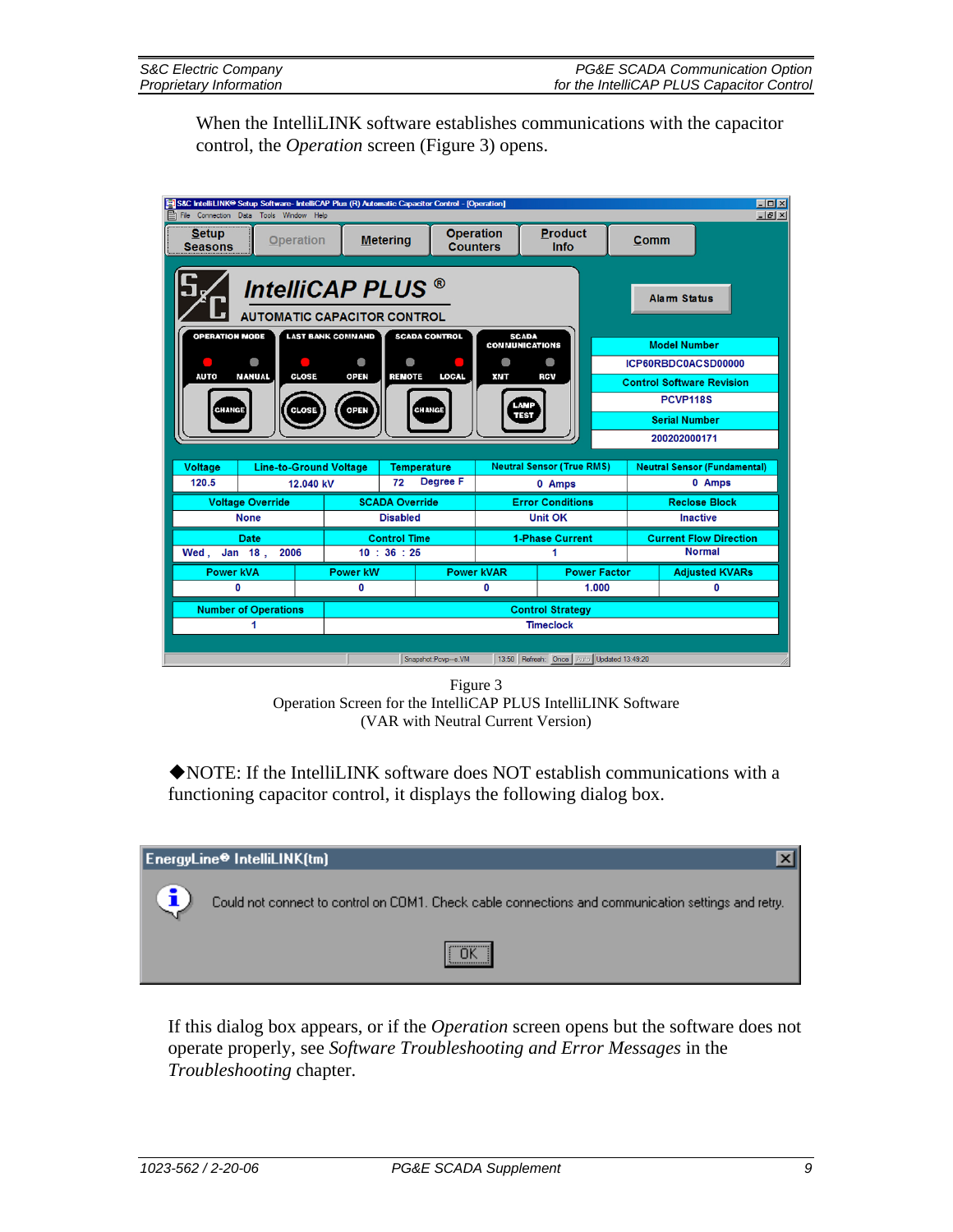When the IntelliLINK software establishes communications with the capacitor control, the *Operation* screen (Figure 3) opens.

Figure 3
Operation Screen for the IntelliCAP PLUS IntelliLINK Software
(VAR with Neutral Current Version)

◆NOTE: If the IntelliLINK software does NOT establish communications with a functioning capacitor control, it displays the following dialog box.

If this dialog box appears, or if the *Operation* screen opens but the software does not operate properly, see *Software Troubleshooting and Error Messages* in the *Troubleshooting* chapter.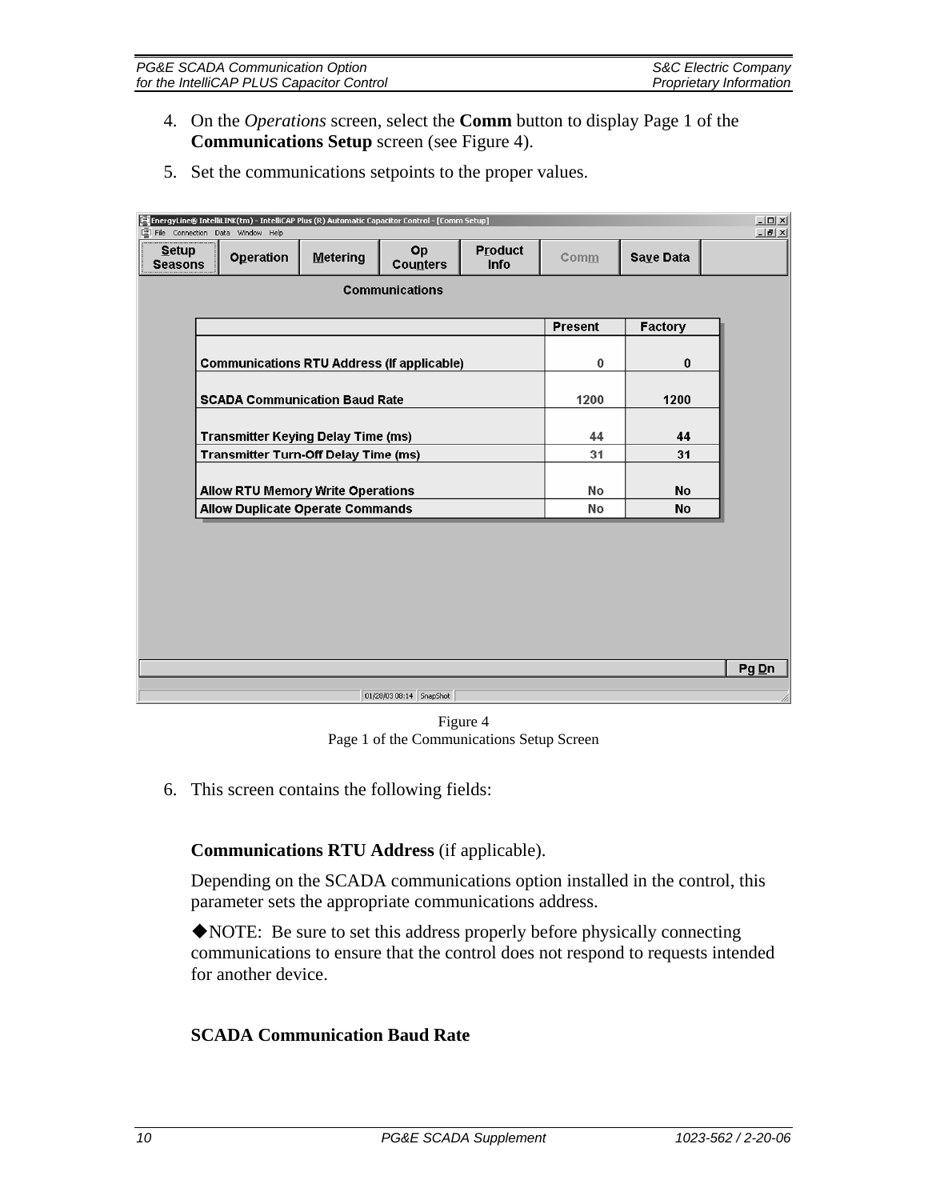4. On the *Operations* screen, select the **Comm** button to display Page 1 of the **Communications Setup** screen (see Figure 4).

5. Set the communications setpoints to the proper values.

| Communications | Present | Factory |
|---|---|---|
| Communications RTU Address (If applicable) | 0 | 0 |
| SCADA Communication Baud Rate | 1200 | 1200 |
| Transmitter Keying Delay Time (ms) | 44 | 44 |
| Transmitter Turn-Off Delay Time (ms) | 31 | 31 |
| Allow RTU Memory Write Operations | No | No |
| Allow Duplicate Operate Commands | No | No |

Figure 4
Page 1 of the Communications Setup Screen

6. This screen contains the following fields:

**Communications RTU Address** (if applicable).

Depending on the SCADA communications option installed in the control, this parameter sets the appropriate communications address.

◆NOTE: Be sure to set this address properly before physically connecting communications to ensure that the control does not respond to requests intended for another device.

**SCADA Communication Baud Rate**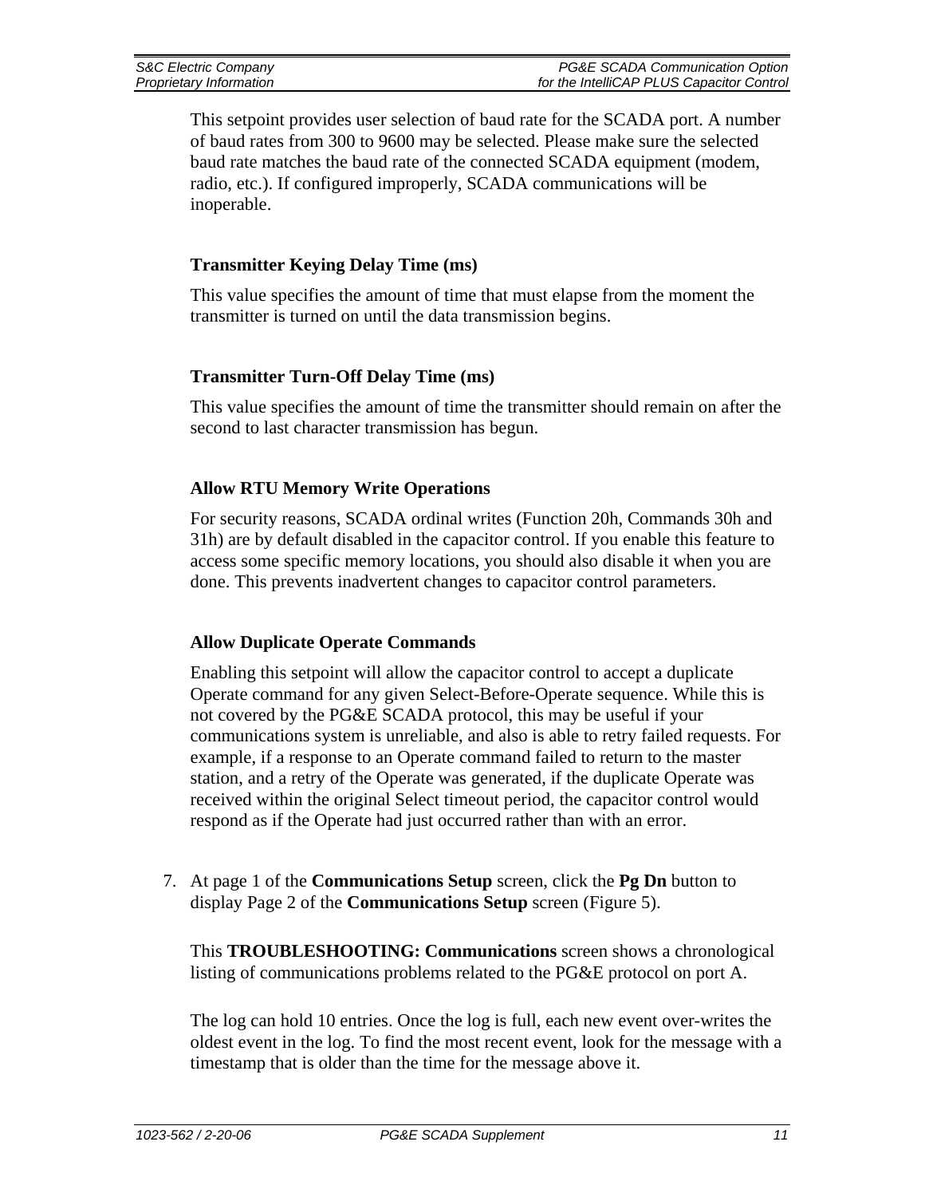This setpoint provides user selection of baud rate for the SCADA port. A number of baud rates from 300 to 9600 may be selected. Please make sure the selected baud rate matches the baud rate of the connected SCADA equipment (modem, radio, etc.). If configured improperly, SCADA communications will be inoperable.

**Transmitter Keying Delay Time (ms)**

This value specifies the amount of time that must elapse from the moment the transmitter is turned on until the data transmission begins.

**Transmitter Turn-Off Delay Time (ms)**

This value specifies the amount of time the transmitter should remain on after the second to last character transmission has begun.

**Allow RTU Memory Write Operations**

For security reasons, SCADA ordinal writes (Function 20h, Commands 30h and 31h) are by default disabled in the capacitor control. If you enable this feature to access some specific memory locations, you should also disable it when you are done. This prevents inadvertent changes to capacitor control parameters.

**Allow Duplicate Operate Commands**

Enabling this setpoint will allow the capacitor control to accept a duplicate Operate command for any given Select-Before-Operate sequence. While this is not covered by the PG&E SCADA protocol, this may be useful if your communications system is unreliable, and also is able to retry failed requests. For example, if a response to an Operate command failed to return to the master station, and a retry of the Operate was generated, if the duplicate Operate was received within the original Select timeout period, the capacitor control would respond as if the Operate had just occurred rather than with an error.

7. At page 1 of the **Communications Setup** screen, click the **Pg Dn** button to display Page 2 of the **Communications Setup** screen (Figure 5).

   This **TROUBLESHOOTING: Communications** screen shows a chronological listing of communications problems related to the PG&E protocol on port A.

   The log can hold 10 entries. Once the log is full, each new event over-writes the oldest event in the log. To find the most recent event, look for the message with a timestamp that is older than the time for the message above it.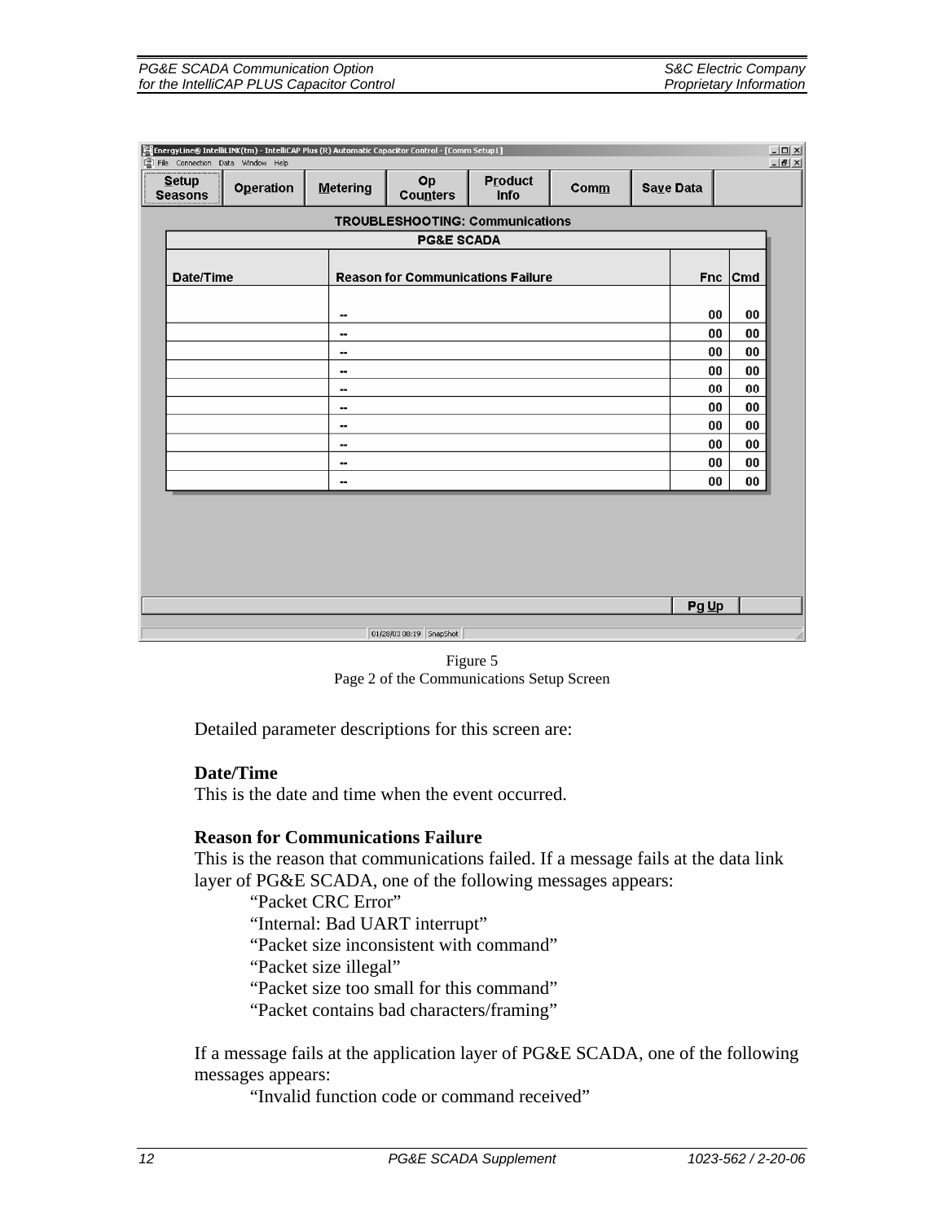Figure 5
Page 2 of the Communications Setup Screen

Detailed parameter descriptions for this screen are:

**Date/Time**
This is the date and time when the event occurred.

**Reason for Communications Failure**
This is the reason that communications failed. If a message fails at the data link layer of PG&E SCADA, one of the following messages appears:

- "Packet CRC Error"
- "Internal: Bad UART interrupt"
- "Packet size inconsistent with command"
- "Packet size illegal"
- "Packet size too small for this command"
- "Packet contains bad characters/framing"

If a message fails at the application layer of PG&E SCADA, one of the following messages appears:

- "Invalid function code or command received"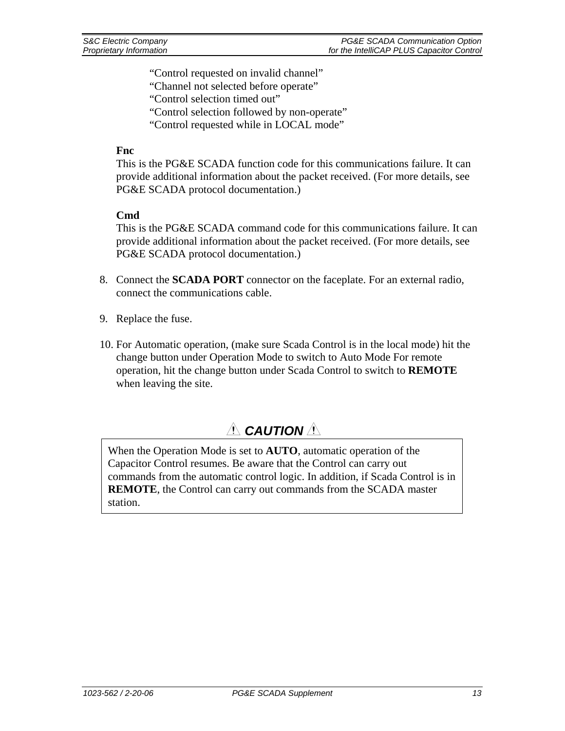"Control requested on invalid channel"
"Channel not selected before operate"
"Control selection timed out"
"Control selection followed by non-operate"
"Control requested while in LOCAL mode"

**Fnc**
This is the PG&E SCADA function code for this communications failure. It can provide additional information about the packet received. (For more details, see PG&E SCADA protocol documentation.)

**Cmd**
This is the PG&E SCADA command code for this communications failure. It can provide additional information about the packet received. (For more details, see PG&E SCADA protocol documentation.)

8. Connect the **SCADA PORT** connector on the faceplate. For an external radio, connect the communications cable.

9. Replace the fuse.

10. For Automatic operation, (make sure Scada Control is in the local mode) hit the change button under Operation Mode to switch to Auto Mode For remote operation, hit the change button under Scada Control to switch to **REMOTE** when leaving the site.

### ⚠ CAUTION ⚠

> When the Operation Mode is set to **AUTO**, automatic operation of the Capacitor Control resumes. Be aware that the Control can carry out commands from the automatic control logic. In addition, if Scada Control is in **REMOTE**, the Control can carry out commands from the SCADA master station.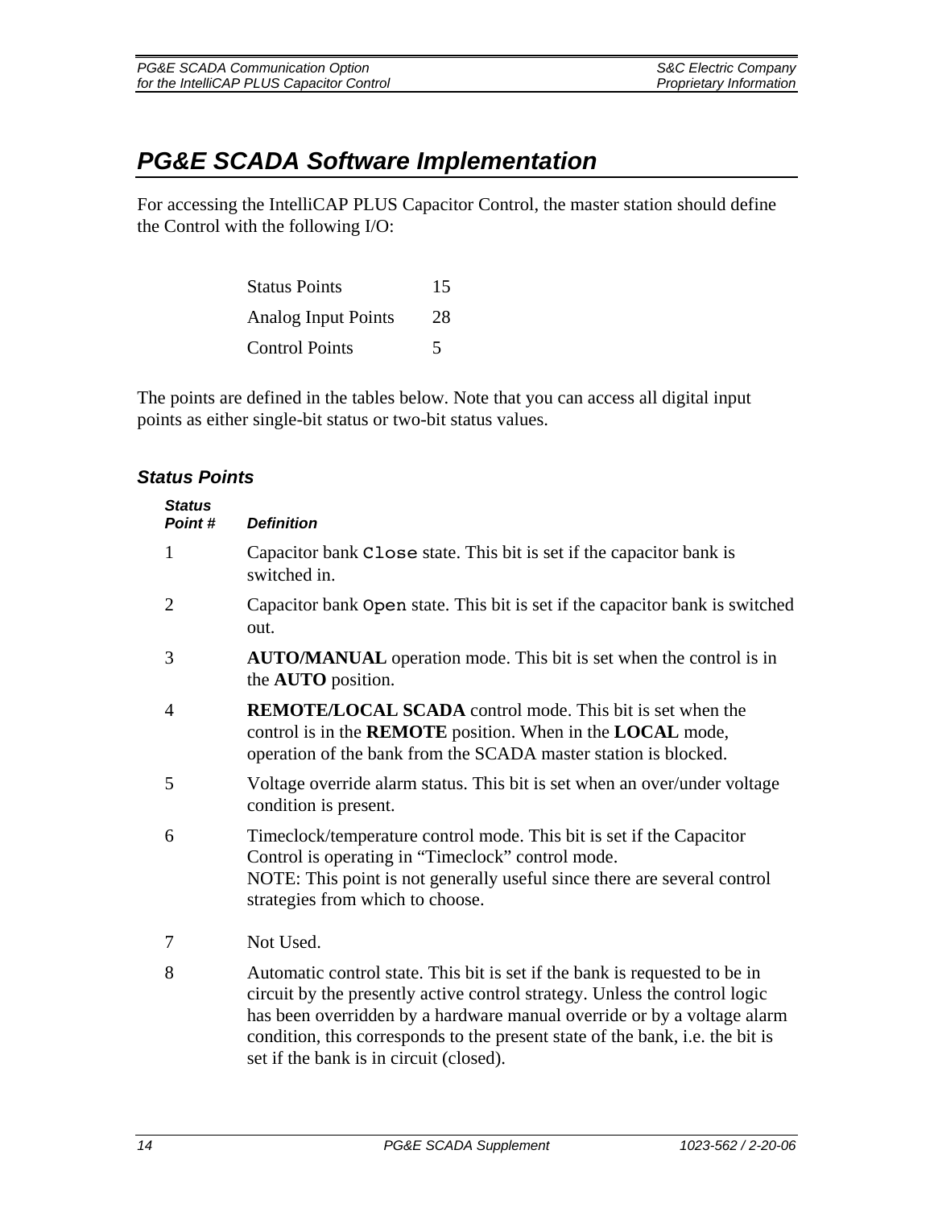## PG&E SCADA Software Implementation

For accessing the IntelliCAP PLUS Capacitor Control, the master station should define the Control with the following I/O:

| | |
|---|---|
| Status Points | 15 |
| Analog Input Points | 28 |
| Control Points | 5 |

The points are defined in the tables below. Note that you can access all digital input points as either single-bit status or two-bit status values.

### Status Points

| *Status Point #* | *Definition* |
|---|---|
| 1 | Capacitor bank `Close` state. This bit is set if the capacitor bank is switched in. |
| 2 | Capacitor bank `Open` state. This bit is set if the capacitor bank is switched out. |
| 3 | **AUTO/MANUAL** operation mode. This bit is set when the control is in the **AUTO** position. |
| 4 | **REMOTE/LOCAL SCADA** control mode. This bit is set when the control is in the **REMOTE** position. When in the **LOCAL** mode, operation of the bank from the SCADA master station is blocked. |
| 5 | Voltage override alarm status. This bit is set when an over/under voltage condition is present. |
| 6 | Timeclock/temperature control mode. This bit is set if the Capacitor Control is operating in "Timeclock" control mode.<br>NOTE: This point is not generally useful since there are several control strategies from which to choose. |
| 7 | Not Used. |
| 8 | Automatic control state. This bit is set if the bank is requested to be in circuit by the presently active control strategy. Unless the control logic has been overridden by a hardware manual override or by a voltage alarm condition, this corresponds to the present state of the bank, i.e. the bit is set if the bank is in circuit (closed). |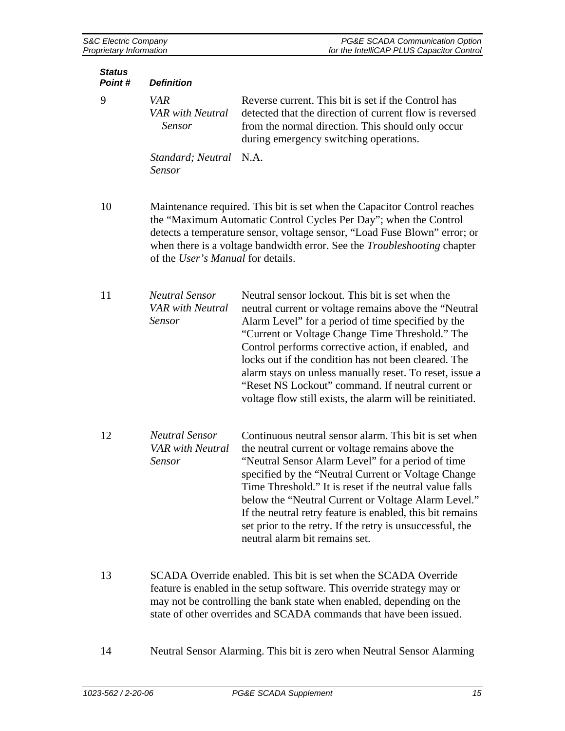| Status Point # | Definition | |
|---|---|---|
| 9 | *VAR*<br>*VAR with Neutral Sensor* | Reverse current. This bit is set if the Control has detected that the direction of current flow is reversed from the normal direction. This should only occur during emergency switching operations. |
| | *Standard; Neutral Sensor* | N.A. |
| 10 | Maintenance required. This bit is set when the Capacitor Control reaches the "Maximum Automatic Control Cycles Per Day"; when the Control detects a temperature sensor, voltage sensor, "Load Fuse Blown" error; or when there is a voltage bandwidth error. See the *Troubleshooting* chapter of the *User's Manual* for details. | |
| 11 | *Neutral Sensor*<br>*VAR with Neutral Sensor* | Neutral sensor lockout. This bit is set when the neutral current or voltage remains above the "Neutral Alarm Level" for a period of time specified by the "Current or Voltage Change Time Threshold." The Control performs corrective action, if enabled, and locks out if the condition has not been cleared. The alarm stays on unless manually reset. To reset, issue a "Reset NS Lockout" command. If neutral current or voltage flow still exists, the alarm will be reinitiated. |
| 12 | *Neutral Sensor*<br>*VAR with Neutral Sensor* | Continuous neutral sensor alarm. This bit is set when the neutral current or voltage remains above the "Neutral Sensor Alarm Level" for a period of time specified by the "Neutral Current or Voltage Change Time Threshold." It is reset if the neutral value falls below the "Neutral Current or Voltage Alarm Level." If the neutral retry feature is enabled, this bit remains set prior to the retry. If the retry is unsuccessful, the neutral alarm bit remains set. |
| 13 | SCADA Override enabled. This bit is set when the SCADA Override feature is enabled in the setup software. This override strategy may or may not be controlling the bank state when enabled, depending on the state of other overrides and SCADA commands that have been issued. | |
| 14 | Neutral Sensor Alarming. This bit is zero when Neutral Sensor Alarming | |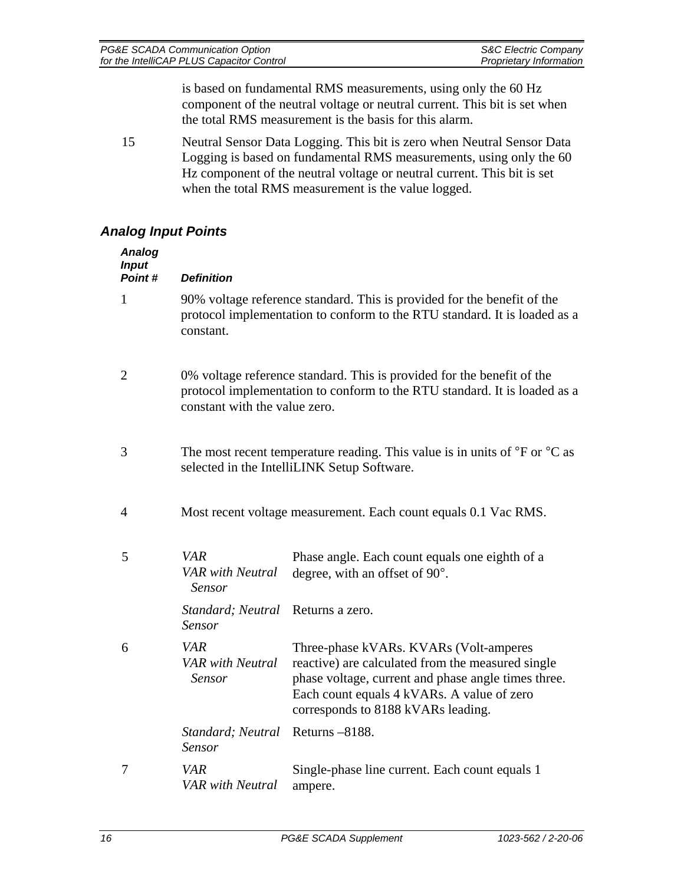is based on fundamental RMS measurements, using only the 60 Hz component of the neutral voltage or neutral current. This bit is set when the total RMS measurement is the basis for this alarm.

| | |
|---|---|
| 15 | Neutral Sensor Data Logging. This bit is zero when Neutral Sensor Data Logging is based on fundamental RMS measurements, using only the 60 Hz component of the neutral voltage or neutral current. This bit is set when the total RMS measurement is the value logged. |

## Analog Input Points

| Analog Input Point # | Definition | |
|---|---|---|
| 1 | 90% voltage reference standard. This is provided for the benefit of the protocol implementation to conform to the RTU standard. It is loaded as a constant. | |
| 2 | 0% voltage reference standard. This is provided for the benefit of the protocol implementation to conform to the RTU standard. It is loaded as a constant with the value zero. | |
| 3 | The most recent temperature reading. This value is in units of °F or °C as selected in the IntelliLINK Setup Software. | |
| 4 | Most recent voltage measurement. Each count equals 0.1 Vac RMS. | |
| 5 | *VAR* *VAR with Neutral Sensor* | Phase angle. Each count equals one eighth of a degree, with an offset of 90°. |
| | *Standard; Neutral Sensor* | Returns a zero. |
| 6 | *VAR* *VAR with Neutral Sensor* | Three-phase kVARs. KVARs (Volt-amperes reactive) are calculated from the measured single phase voltage, current and phase angle times three. Each count equals 4 kVARs. A value of zero corresponds to 8188 kVARs leading. |
| | *Standard; Neutral Sensor* | Returns –8188. |
| 7 | *VAR* *VAR with Neutral* | Single-phase line current. Each count equals 1 ampere. |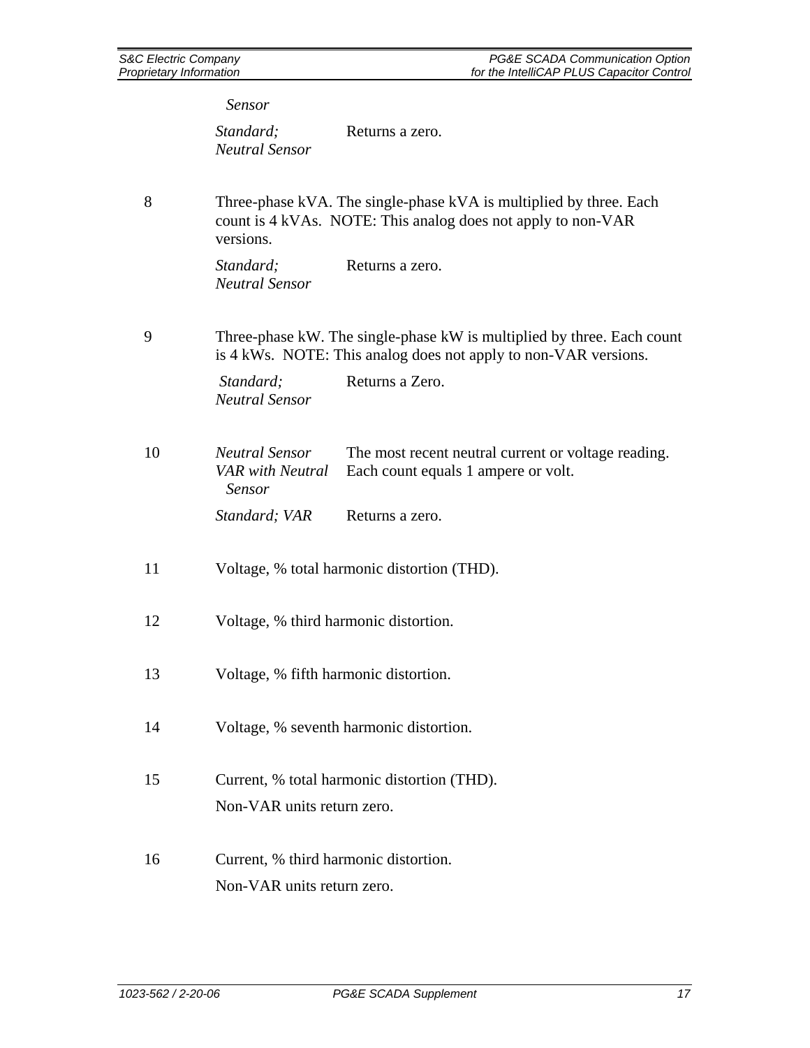*Sensor*

| | | |
|---|---|---|
| | *Standard; Neutral Sensor* | Returns a zero. |
| 8 | Three-phase kVA. The single-phase kVA is multiplied by three. Each count is 4 kVAs. NOTE: This analog does not apply to non-VAR versions. | |
| | *Standard; Neutral Sensor* | Returns a zero. |
| 9 | Three-phase kW. The single-phase kW is multiplied by three. Each count is 4 kWs. NOTE: This analog does not apply to non-VAR versions. | |
| | *Standard; Neutral Sensor* | Returns a Zero. |
| 10 | *Neutral Sensor VAR with Neutral Sensor* | The most recent neutral current or voltage reading. Each count equals 1 ampere or volt. |
| | *Standard; VAR* | Returns a zero. |
| 11 | Voltage, % total harmonic distortion (THD). | |
| 12 | Voltage, % third harmonic distortion. | |
| 13 | Voltage, % fifth harmonic distortion. | |
| 14 | Voltage, % seventh harmonic distortion. | |
| 15 | Current, % total harmonic distortion (THD). Non-VAR units return zero. | |
| 16 | Current, % third harmonic distortion. Non-VAR units return zero. | |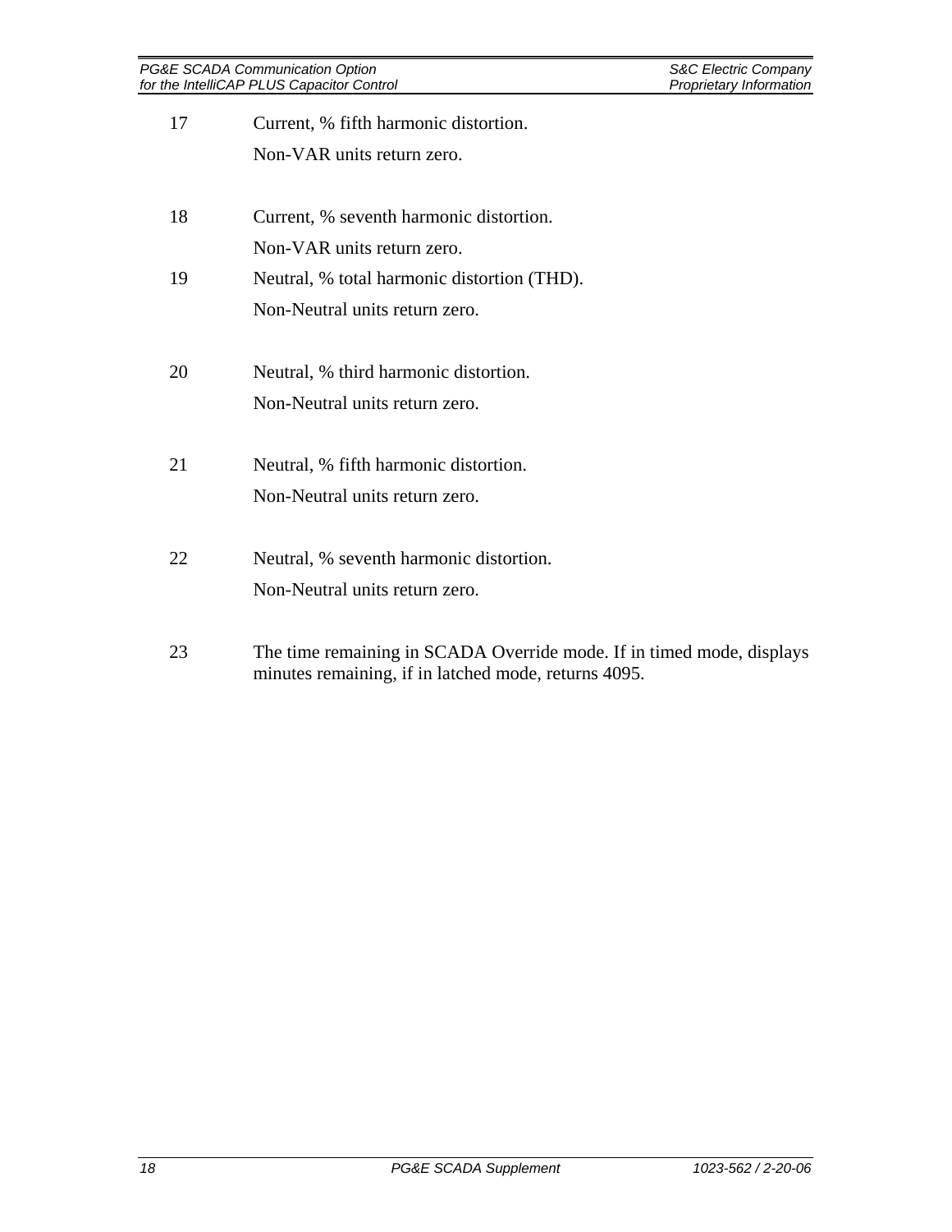| | |
|---|---|
| 17 | Current, % fifth harmonic distortion.<br>Non-VAR units return zero. |
| 18 | Current, % seventh harmonic distortion.<br>Non-VAR units return zero. |
| 19 | Neutral, % total harmonic distortion (THD).<br>Non-Neutral units return zero. |
| 20 | Neutral, % third harmonic distortion.<br>Non-Neutral units return zero. |
| 21 | Neutral, % fifth harmonic distortion.<br>Non-Neutral units return zero. |
| 22 | Neutral, % seventh harmonic distortion.<br>Non-Neutral units return zero. |
| 23 | The time remaining in SCADA Override mode. If in timed mode, displays minutes remaining, if in latched mode, returns 4095. |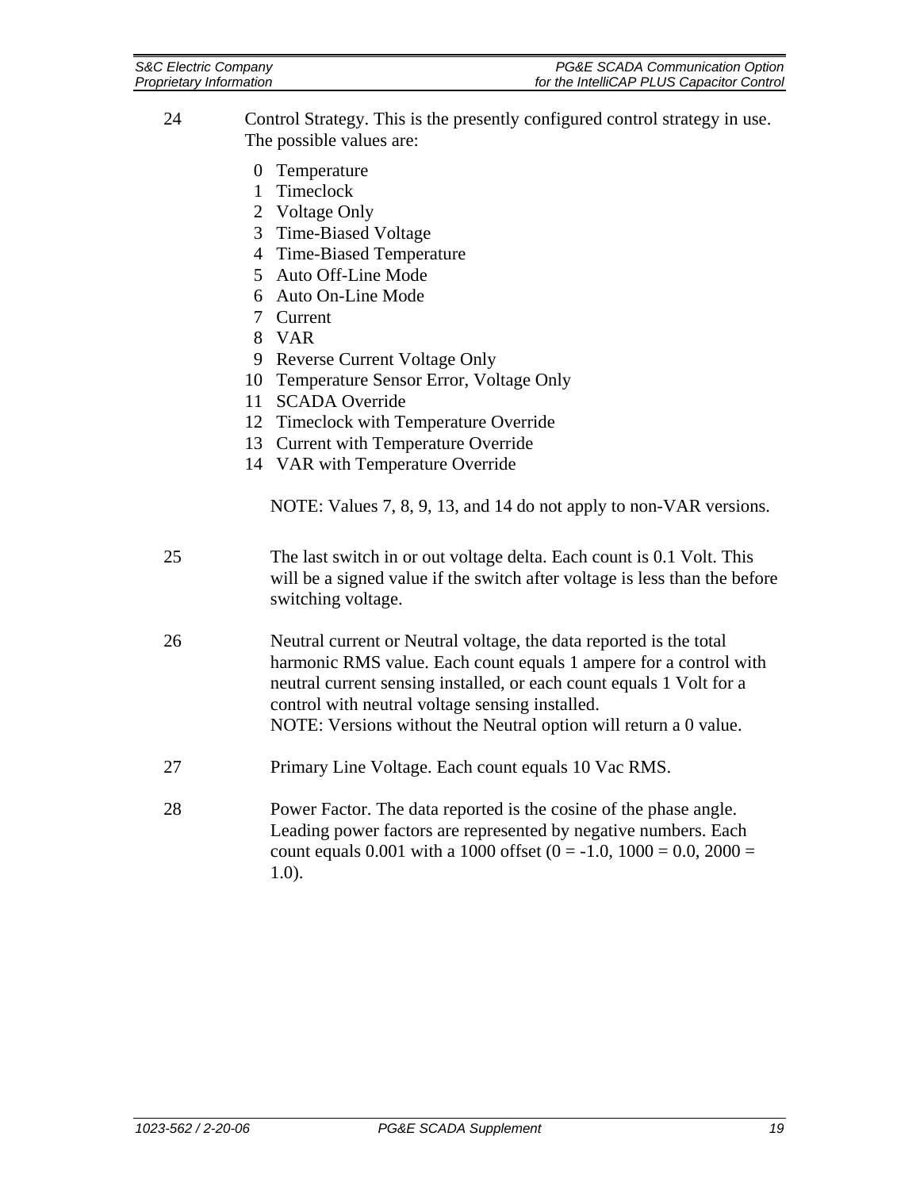24 Control Strategy. This is the presently configured control strategy in use. The possible values are:

0 Temperature
1 Timeclock
2 Voltage Only
3 Time-Biased Voltage
4 Time-Biased Temperature
5 Auto Off-Line Mode
6 Auto On-Line Mode
7 Current
8 VAR
9 Reverse Current Voltage Only
10 Temperature Sensor Error, Voltage Only
11 SCADA Override
12 Timeclock with Temperature Override
13 Current with Temperature Override
14 VAR with Temperature Override

NOTE: Values 7, 8, 9, 13, and 14 do not apply to non-VAR versions.

25 The last switch in or out voltage delta. Each count is 0.1 Volt. This will be a signed value if the switch after voltage is less than the before switching voltage.

26 Neutral current or Neutral voltage, the data reported is the total harmonic RMS value. Each count equals 1 ampere for a control with neutral current sensing installed, or each count equals 1 Volt for a control with neutral voltage sensing installed.
NOTE: Versions without the Neutral option will return a 0 value.

27 Primary Line Voltage. Each count equals 10 Vac RMS.

28 Power Factor. The data reported is the cosine of the phase angle. Leading power factors are represented by negative numbers. Each count equals 0.001 with a 1000 offset (0 = -1.0, 1000 = 0.0, 2000 = 1.0).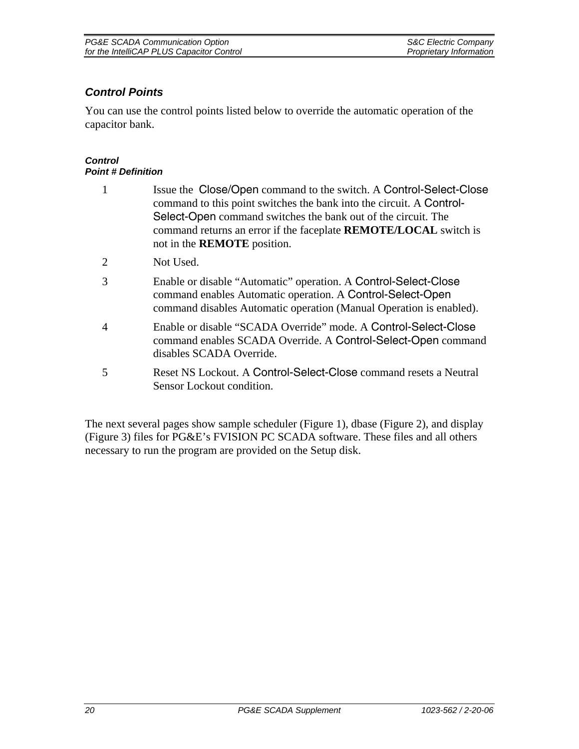### *Control Points*

You can use the control points listed below to override the automatic operation of the capacitor bank.

| ***Control Point #*** | ***Definition*** |
|---|---|
| 1 | Issue the Close/Open command to the switch. A Control-Select-Close command to this point switches the bank into the circuit. A Control-Select-Open command switches the bank out of the circuit. The command returns an error if the faceplate **REMOTE/LOCAL** switch is not in the **REMOTE** position. |
| 2 | Not Used. |
| 3 | Enable or disable "Automatic" operation. A Control-Select-Close command enables Automatic operation. A Control-Select-Open command disables Automatic operation (Manual Operation is enabled). |
| 4 | Enable or disable "SCADA Override" mode. A Control-Select-Close command enables SCADA Override. A Control-Select-Open command disables SCADA Override. |
| 5 | Reset NS Lockout. A Control-Select-Close command resets a Neutral Sensor Lockout condition. |

The next several pages show sample scheduler (Figure 1), dbase (Figure 2), and display (Figure 3) files for PG&E's FVISION PC SCADA software. These files and all others necessary to run the program are provided on the Setup disk.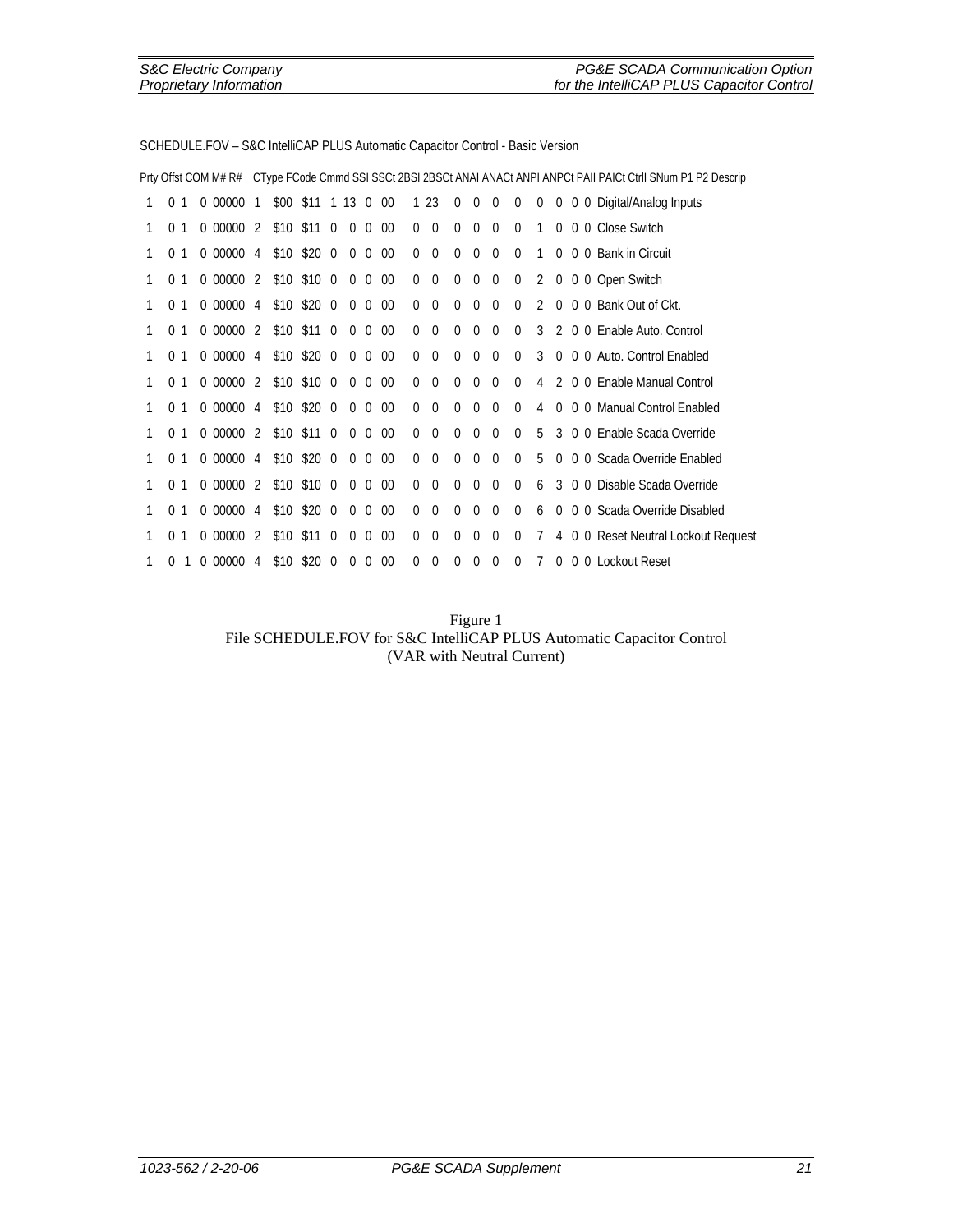SCHEDULE.FOV – S&C IntelliCAP PLUS Automatic Capacitor Control - Basic Version

| Prty | Offst | COM | M# | R# | CType | FCode | Cmmd | SSI | SSCt | 2BSI | 2BSCt | ANAI | ANACt | ANPI | ANPCt | PAII | PAICt | CtrlI | SNum | P1 | P2 | Descrip |
|---|---|---|---|---|---|---|---|---|---|---|---|---|---|---|---|---|---|---|---|---|---|---|
| 1 | 0 | 1 | 0 | 00000 | 1 | $00 | $11 | 1 | 13 | 0 | 00 | 1 | 23 | 0 | 0 | 0 | 0 | 0 | 0 | 0 | 0 | Digital/Analog Inputs |
| 1 | 0 | 1 | 0 | 00000 | 2 | $10 | $11 | 0 | 0 | 0 | 00 | 0 | 0 | 0 | 0 | 0 | 0 | 1 | 0 | 0 | 0 | Close Switch |
| 1 | 0 | 1 | 0 | 00000 | 4 | $10 | $20 | 0 | 0 | 0 | 00 | 0 | 0 | 0 | 0 | 0 | 0 | 1 | 0 | 0 | 0 | Bank in Circuit |
| 1 | 0 | 1 | 0 | 00000 | 2 | $10 | $10 | 0 | 0 | 0 | 00 | 0 | 0 | 0 | 0 | 0 | 0 | 2 | 0 | 0 | 0 | Open Switch |
| 1 | 0 | 1 | 0 | 00000 | 4 | $10 | $20 | 0 | 0 | 0 | 00 | 0 | 0 | 0 | 0 | 0 | 0 | 2 | 0 | 0 | 0 | Bank Out of Ckt. |
| 1 | 0 | 1 | 0 | 00000 | 2 | $10 | $11 | 0 | 0 | 0 | 00 | 0 | 0 | 0 | 0 | 0 | 0 | 3 | 2 | 0 | 0 | Enable Auto. Control |
| 1 | 0 | 1 | 0 | 00000 | 4 | $10 | $20 | 0 | 0 | 0 | 00 | 0 | 0 | 0 | 0 | 0 | 0 | 3 | 0 | 0 | 0 | Auto. Control Enabled |
| 1 | 0 | 1 | 0 | 00000 | 2 | $10 | $10 | 0 | 0 | 0 | 00 | 0 | 0 | 0 | 0 | 0 | 0 | 4 | 2 | 0 | 0 | Enable Manual Control |
| 1 | 0 | 1 | 0 | 00000 | 4 | $10 | $20 | 0 | 0 | 0 | 00 | 0 | 0 | 0 | 0 | 0 | 0 | 4 | 0 | 0 | 0 | Manual Control Enabled |
| 1 | 0 | 1 | 0 | 00000 | 2 | $10 | $11 | 0 | 0 | 0 | 00 | 0 | 0 | 0 | 0 | 0 | 0 | 5 | 3 | 0 | 0 | Enable Scada Override |
| 1 | 0 | 1 | 0 | 00000 | 4 | $10 | $20 | 0 | 0 | 0 | 00 | 0 | 0 | 0 | 0 | 0 | 0 | 5 | 0 | 0 | 0 | Scada Override Enabled |
| 1 | 0 | 1 | 0 | 00000 | 2 | $10 | $10 | 0 | 0 | 0 | 00 | 0 | 0 | 0 | 0 | 0 | 0 | 6 | 3 | 0 | 0 | Disable Scada Override |
| 1 | 0 | 1 | 0 | 00000 | 4 | $10 | $20 | 0 | 0 | 0 | 00 | 0 | 0 | 0 | 0 | 0 | 0 | 6 | 0 | 0 | 0 | Scada Override Disabled |
| 1 | 0 | 1 | 0 | 00000 | 2 | $10 | $11 | 0 | 0 | 0 | 00 | 0 | 0 | 0 | 0 | 0 | 0 | 7 | 4 | 0 | 0 | Reset Neutral Lockout Request |
| 1 | 0 | 1 | 0 | 00000 | 4 | $10 | $20 | 0 | 0 | 0 | 00 | 0 | 0 | 0 | 0 | 0 | 0 | 7 | 0 | 0 | 0 | Lockout Reset |

Figure 1
File SCHEDULE.FOV for S&C IntelliCAP PLUS Automatic Capacitor Control
(VAR with Neutral Current)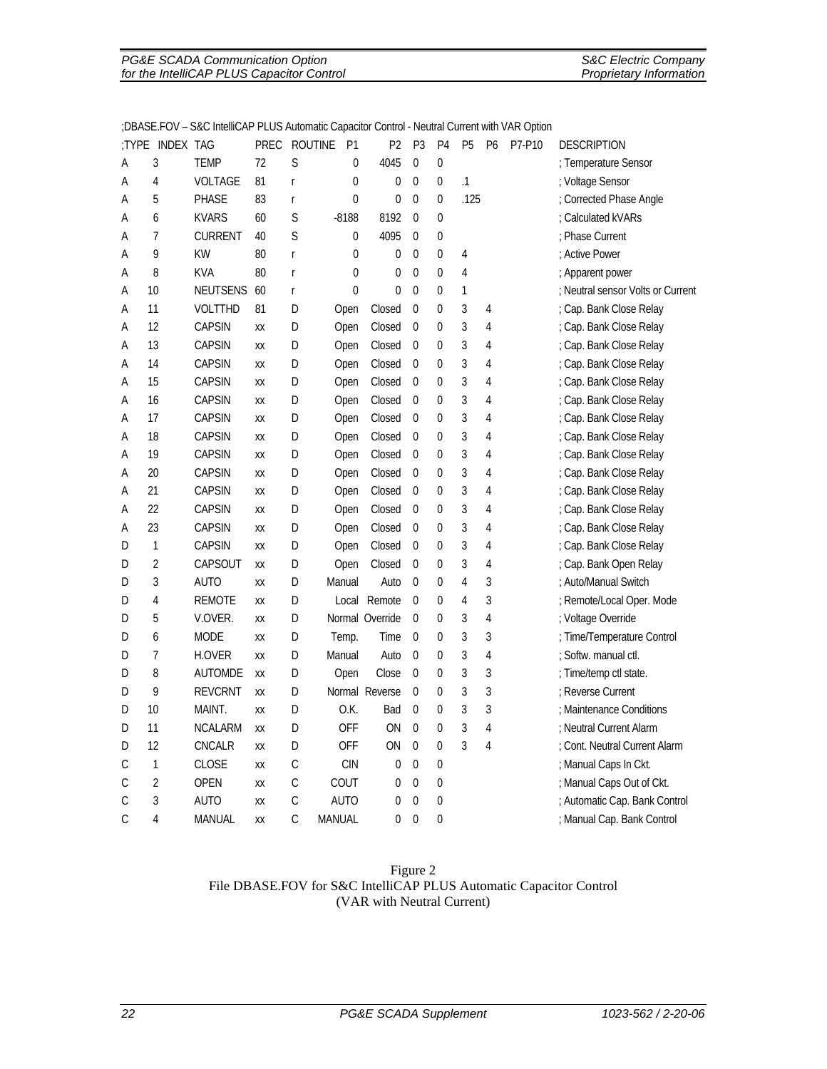;DBASE.FOV – S&C IntelliCAP PLUS Automatic Capacitor Control - Neutral Current with VAR Option

| ;TYPE | INDEX | TAG | PREC | ROUTINE | P1 | P2 | P3 | P4 | P5 | P6 | P7-P10 | DESCRIPTION |
|---|---|---|---|---|---|---|---|---|---|---|---|---|
| A | 3 | TEMP | 72 | S | 0 | 4045 | 0 | 0 | | | | ; Temperature Sensor |
| A | 4 | VOLTAGE | 81 | r | 0 | 0 | 0 | 0 | .1 | | | ; Voltage Sensor |
| A | 5 | PHASE | 83 | r | 0 | 0 | 0 | 0 | .125 | | | ; Corrected Phase Angle |
| A | 6 | KVARS | 60 | S | -8188 | 8192 | 0 | 0 | | | | ; Calculated kVARs |
| A | 7 | CURRENT | 40 | S | 0 | 4095 | 0 | 0 | | | | ; Phase Current |
| A | 9 | KW | 80 | r | 0 | 0 | 0 | 0 | 4 | | | ; Active Power |
| A | 8 | KVA | 80 | r | 0 | 0 | 0 | 0 | 4 | | | ; Apparent power |
| A | 10 | NEUTSENS | 60 | r | 0 | 0 | 0 | 0 | 1 | | | ; Neutral sensor Volts or Current |
| A | 11 | VOLTTHD | 81 | D | Open | Closed | 0 | 0 | 3 | 4 | | ; Cap. Bank Close Relay |
| A | 12 | CAPSIN | xx | D | Open | Closed | 0 | 0 | 3 | 4 | | ; Cap. Bank Close Relay |
| A | 13 | CAPSIN | xx | D | Open | Closed | 0 | 0 | 3 | 4 | | ; Cap. Bank Close Relay |
| A | 14 | CAPSIN | xx | D | Open | Closed | 0 | 0 | 3 | 4 | | ; Cap. Bank Close Relay |
| A | 15 | CAPSIN | xx | D | Open | Closed | 0 | 0 | 3 | 4 | | ; Cap. Bank Close Relay |
| A | 16 | CAPSIN | xx | D | Open | Closed | 0 | 0 | 3 | 4 | | ; Cap. Bank Close Relay |
| A | 17 | CAPSIN | xx | D | Open | Closed | 0 | 0 | 3 | 4 | | ; Cap. Bank Close Relay |
| A | 18 | CAPSIN | xx | D | Open | Closed | 0 | 0 | 3 | 4 | | ; Cap. Bank Close Relay |
| A | 19 | CAPSIN | xx | D | Open | Closed | 0 | 0 | 3 | 4 | | ; Cap. Bank Close Relay |
| A | 20 | CAPSIN | xx | D | Open | Closed | 0 | 0 | 3 | 4 | | ; Cap. Bank Close Relay |
| A | 21 | CAPSIN | xx | D | Open | Closed | 0 | 0 | 3 | 4 | | ; Cap. Bank Close Relay |
| A | 22 | CAPSIN | xx | D | Open | Closed | 0 | 0 | 3 | 4 | | ; Cap. Bank Close Relay |
| A | 23 | CAPSIN | xx | D | Open | Closed | 0 | 0 | 3 | 4 | | ; Cap. Bank Close Relay |
| D | 1 | CAPSIN | xx | D | Open | Closed | 0 | 0 | 3 | 4 | | ; Cap. Bank Close Relay |
| D | 2 | CAPSOUT | xx | D | Open | Closed | 0 | 0 | 3 | 4 | | ; Cap. Bank Open Relay |
| D | 3 | AUTO | xx | D | Manual | Auto | 0 | 0 | 4 | 3 | | ; Auto/Manual Switch |
| D | 4 | REMOTE | xx | D | Local | Remote | 0 | 0 | 4 | 3 | | ; Remote/Local Oper. Mode |
| D | 5 | V.OVER. | xx | D | Normal | Override | 0 | 0 | 3 | 4 | | ; Voltage Override |
| D | 6 | MODE | xx | D | Temp. | Time | 0 | 0 | 3 | 3 | | ; Time/Temperature Control |
| D | 7 | H.OVER | xx | D | Manual | Auto | 0 | 0 | 3 | 4 | | ; Softw. manual ctl. |
| D | 8 | AUTOMDE | xx | D | Open | Close | 0 | 0 | 3 | 3 | | ; Time/temp ctl state. |
| D | 9 | REVCRNT | xx | D | Normal | Reverse | 0 | 0 | 3 | 3 | | ; Reverse Current |
| D | 10 | MAINT. | xx | D | O.K. | Bad | 0 | 0 | 3 | 3 | | ; Maintenance Conditions |
| D | 11 | NCALARM | xx | D | OFF | ON | 0 | 0 | 3 | 4 | | ; Neutral Current Alarm |
| D | 12 | CNCALR | xx | D | OFF | ON | 0 | 0 | 3 | 4 | | ; Cont. Neutral Current Alarm |
| C | 1 | CLOSE | xx | C | CIN | 0 | 0 | 0 | | | | ; Manual Caps In Ckt. |
| C | 2 | OPEN | xx | C | COUT | 0 | 0 | 0 | | | | ; Manual Caps Out of Ckt. |
| C | 3 | AUTO | xx | C | AUTO | 0 | 0 | 0 | | | | ; Automatic Cap. Bank Control |
| C | 4 | MANUAL | xx | C | MANUAL | 0 | 0 | 0 | | | | ; Manual Cap. Bank Control |

Figure 2
File DBASE.FOV for S&C IntelliCAP PLUS Automatic Capacitor Control
(VAR with Neutral Current)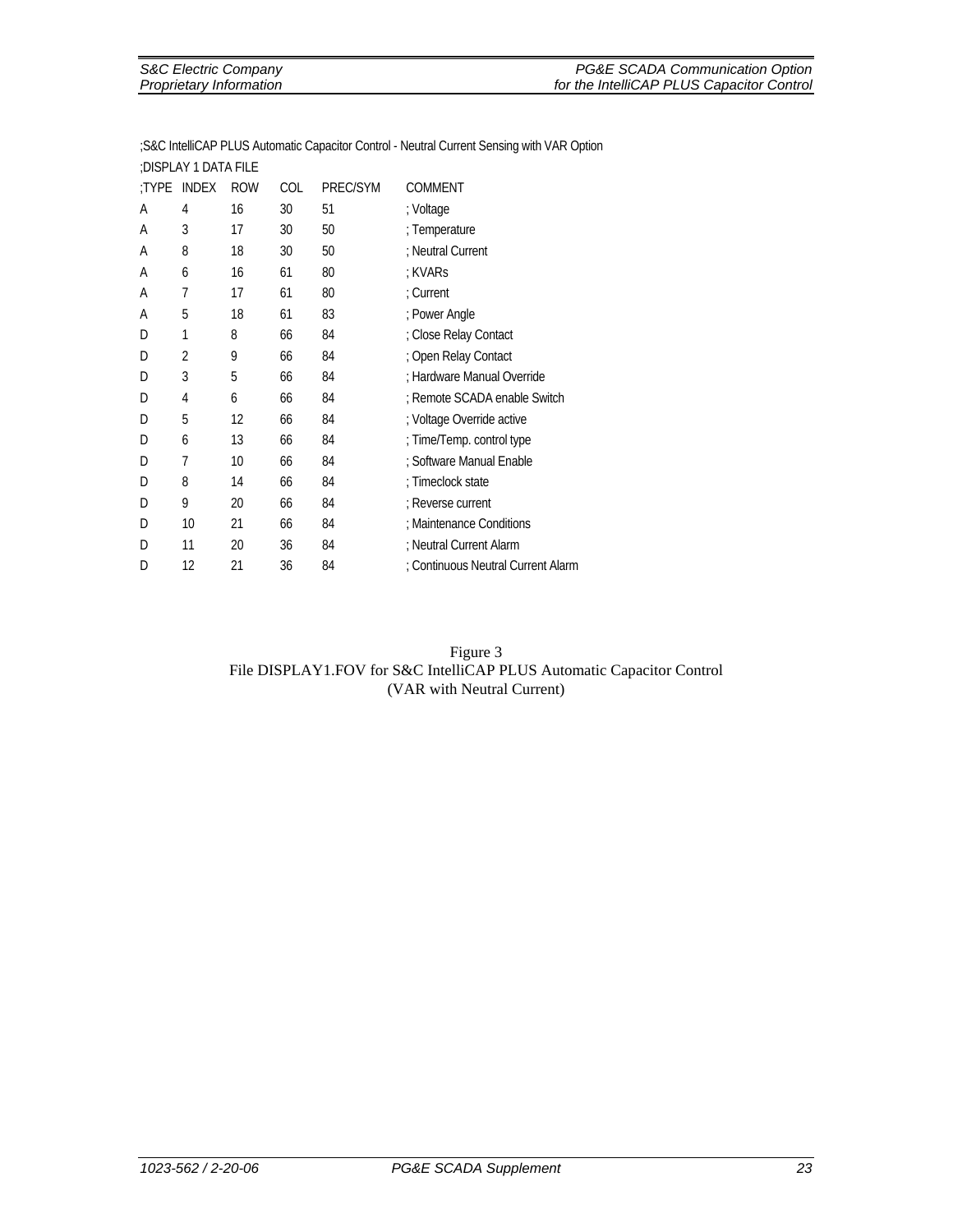```
;S&C IntelliCAP PLUS Automatic Capacitor Control - Neutral Current Sensing with VAR Option
;DISPLAY 1 DATA FILE
;TYPE  INDEX  ROW  COL  PREC/SYM  COMMENT
A      4      16   30   51        ; Voltage
A      3      17   30   50        ; Temperature
A      8      18   30   50        ; Neutral Current
A      6      16   61   80        ; KVARs
A      7      17   61   80        ; Current
A      5      18   61   83        ; Power Angle
D      1      8    66   84        ; Close Relay Contact
D      2      9    66   84        ; Open Relay Contact
D      3      5    66   84        ; Hardware Manual Override
D      4      6    66   84        ; Remote SCADA enable Switch
D      5      12   66   84        ; Voltage Override active
D      6      13   66   84        ; Time/Temp. control type
D      7      10   66   84        ; Software Manual Enable
D      8      14   66   84        ; Timeclock state
D      9      20   66   84        ; Reverse current
D      10     21   66   84        ; Maintenance Conditions
D      11     20   36   84        ; Neutral Current Alarm
D      12     21   36   84        ; Continuous Neutral Current Alarm
```

Figure 3
File DISPLAY1.FOV for S&C IntelliCAP PLUS Automatic Capacitor Control
(VAR with Neutral Current)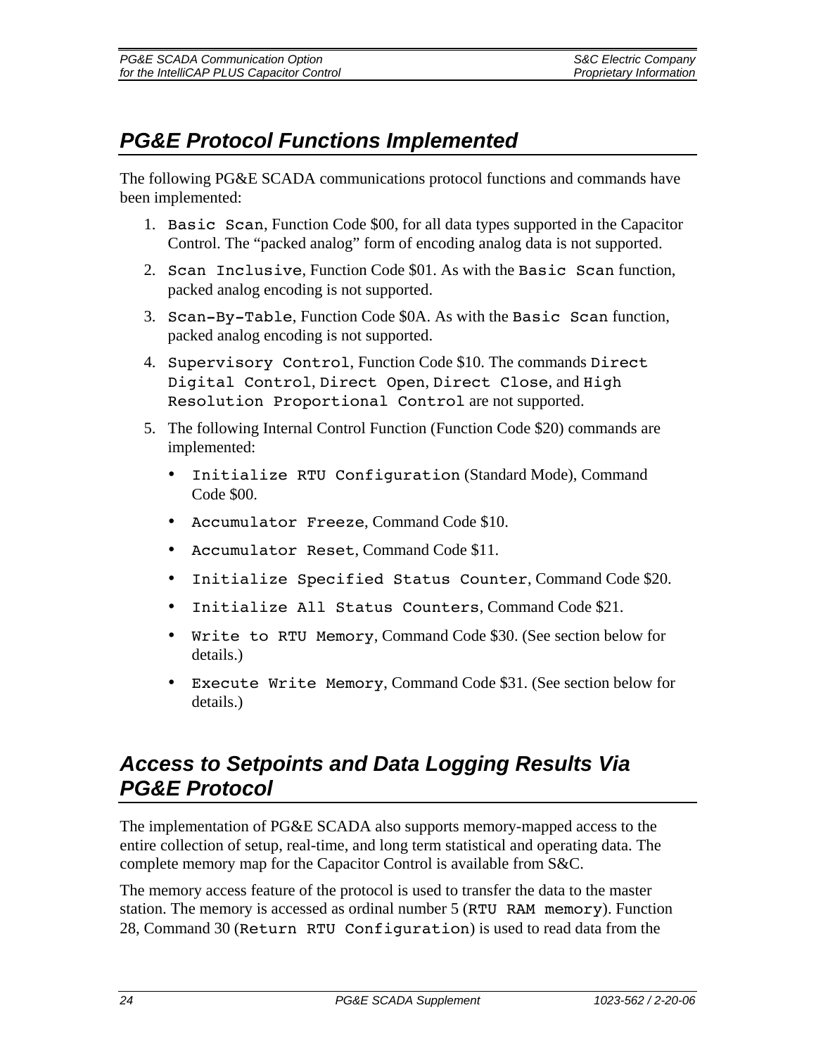## PG&E Protocol Functions Implemented

The following PG&E SCADA communications protocol functions and commands have been implemented:

1. `Basic Scan`, Function Code $00, for all data types supported in the Capacitor Control. The "packed analog" form of encoding analog data is not supported.
2. `Scan Inclusive`, Function Code $01. As with the `Basic Scan` function, packed analog encoding is not supported.
3. `Scan-By-Table`, Function Code $0A. As with the `Basic Scan` function, packed analog encoding is not supported.
4. `Supervisory Control`, Function Code $10. The commands `Direct Digital Control`, `Direct Open`, `Direct Close`, and `High Resolution Proportional Control` are not supported.
5. The following Internal Control Function (Function Code $20) commands are implemented:
   - `Initialize RTU Configuration` (Standard Mode), Command Code $00.
   - `Accumulator Freeze`, Command Code $10.
   - `Accumulator Reset`, Command Code $11.
   - `Initialize Specified Status Counter`, Command Code $20.
   - `Initialize All Status Counters`, Command Code $21.
   - `Write to RTU Memory`, Command Code $30. (See section below for details.)
   - `Execute Write Memory`, Command Code $31. (See section below for details.)

## Access to Setpoints and Data Logging Results Via PG&E Protocol

The implementation of PG&E SCADA also supports memory-mapped access to the entire collection of setup, real-time, and long term statistical and operating data. The complete memory map for the Capacitor Control is available from S&C.

The memory access feature of the protocol is used to transfer the data to the master station. The memory is accessed as ordinal number 5 (`RTU RAM memory`). Function 28, Command 30 (`Return RTU Configuration`) is used to read data from the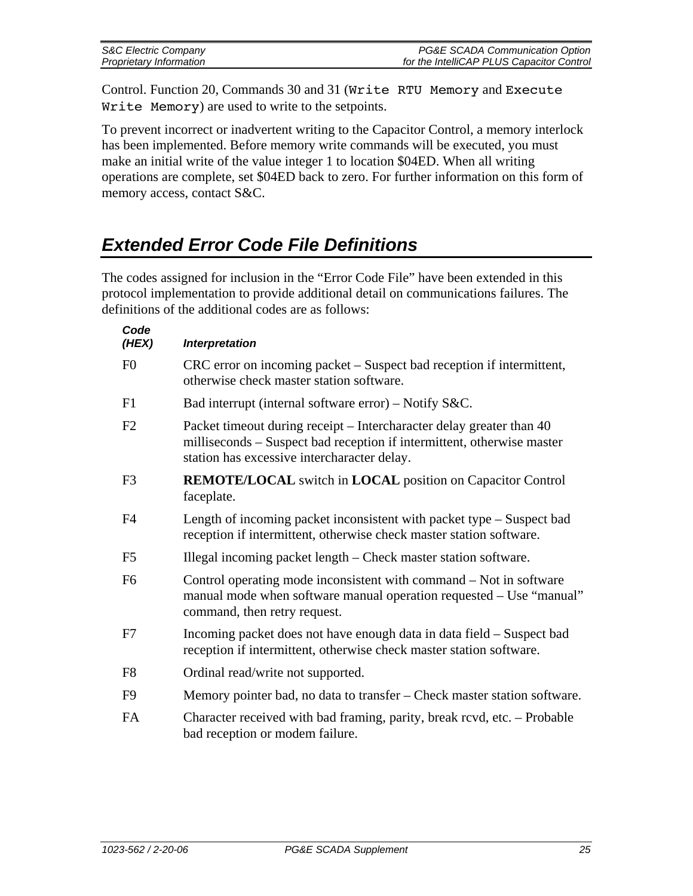Control. Function 20, Commands 30 and 31 (`Write RTU Memory` and `Execute Write Memory`) are used to write to the setpoints.

To prevent incorrect or inadvertent writing to the Capacitor Control, a memory interlock has been implemented. Before memory write commands will be executed, you must make an initial write of the value integer 1 to location $04ED. When all writing operations are complete, set $04ED back to zero. For further information on this form of memory access, contact S&C.

## Extended Error Code File Definitions

The codes assigned for inclusion in the "Error Code File" have been extended in this protocol implementation to provide additional detail on communications failures. The definitions of the additional codes are as follows:

| ***Code (HEX)*** | ***Interpretation*** |
|---|---|
| F0 | CRC error on incoming packet – Suspect bad reception if intermittent, otherwise check master station software. |
| F1 | Bad interrupt (internal software error) – Notify S&C. |
| F2 | Packet timeout during receipt – Intercharacter delay greater than 40 milliseconds – Suspect bad reception if intermittent, otherwise master station has excessive intercharacter delay. |
| F3 | **REMOTE/LOCAL** switch in **LOCAL** position on Capacitor Control faceplate. |
| F4 | Length of incoming packet inconsistent with packet type – Suspect bad reception if intermittent, otherwise check master station software. |
| F5 | Illegal incoming packet length – Check master station software. |
| F6 | Control operating mode inconsistent with command – Not in software manual mode when software manual operation requested – Use "manual" command, then retry request. |
| F7 | Incoming packet does not have enough data in data field – Suspect bad reception if intermittent, otherwise check master station software. |
| F8 | Ordinal read/write not supported. |
| F9 | Memory pointer bad, no data to transfer – Check master station software. |
| FA | Character received with bad framing, parity, break rcvd, etc. – Probable bad reception or modem failure. |